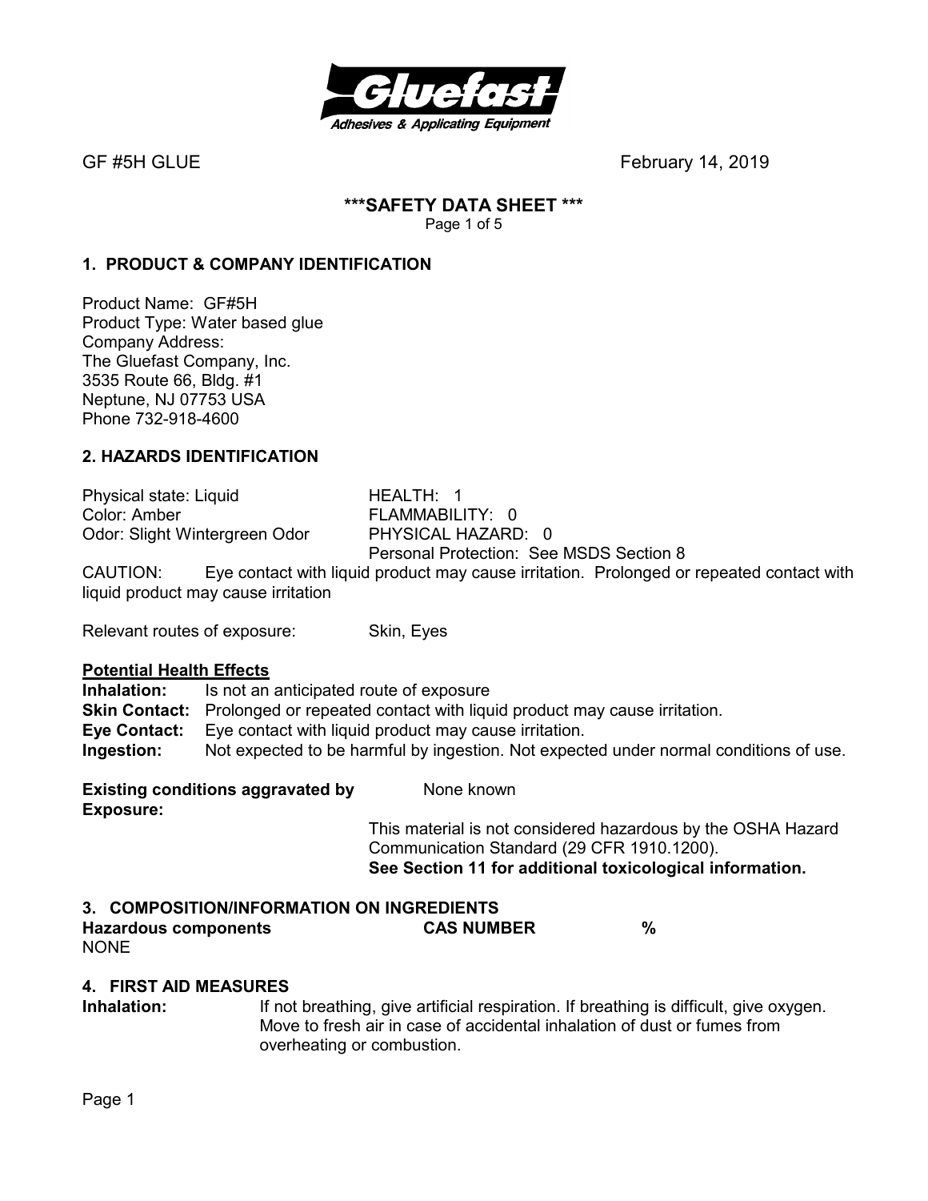GF #5H GLUE February 14, 2019

# ***SAFETY DATA SHEET ***

## 1. PRODUCT & COMPANY IDENTIFICATION

Product Name: GF#5H
Product Type: Water based glue
Company Address:
The Gluefast Company, Inc.
3535 Route 66, Bldg. #1
Neptune, NJ 07753 USA
Phone 732-918-4600

## 2. HAZARDS IDENTIFICATION

| | |
|---|---|
| Physical state: Liquid | HEALTH: 1 |
| Color: Amber | FLAMMABILITY: 0 |
| Odor: Slight Wintergreen Odor | PHYSICAL HAZARD: 0 |
| | Personal Protection: See MSDS Section 8 |

CAUTION: Eye contact with liquid product may cause irritation. Prolonged or repeated contact with liquid product may cause irritation

Relevant routes of exposure: Skin, Eyes

**Potential Health Effects**

**Inhalation:** Is not an anticipated route of exposure
**Skin Contact:** Prolonged or repeated contact with liquid product may cause irritation.
**Eye Contact:** Eye contact with liquid product may cause irritation.
**Ingestion:** Not expected to be harmful by ingestion. Not expected under normal conditions of use.

**Existing conditions aggravated by Exposure:** None known

This material is not considered hazardous by the OSHA Hazard Communication Standard (29 CFR 1910.1200).
**See Section 11 for additional toxicological information.**

## 3. COMPOSITION/INFORMATION ON INGREDIENTS

| Hazardous components | CAS NUMBER | % |
|---|---|---|
| NONE | | |

## 4. FIRST AID MEASURES

**Inhalation:** If not breathing, give artificial respiration. If breathing is difficult, give oxygen. Move to fresh air in case of accidental inhalation of dust or fumes from overheating or combustion.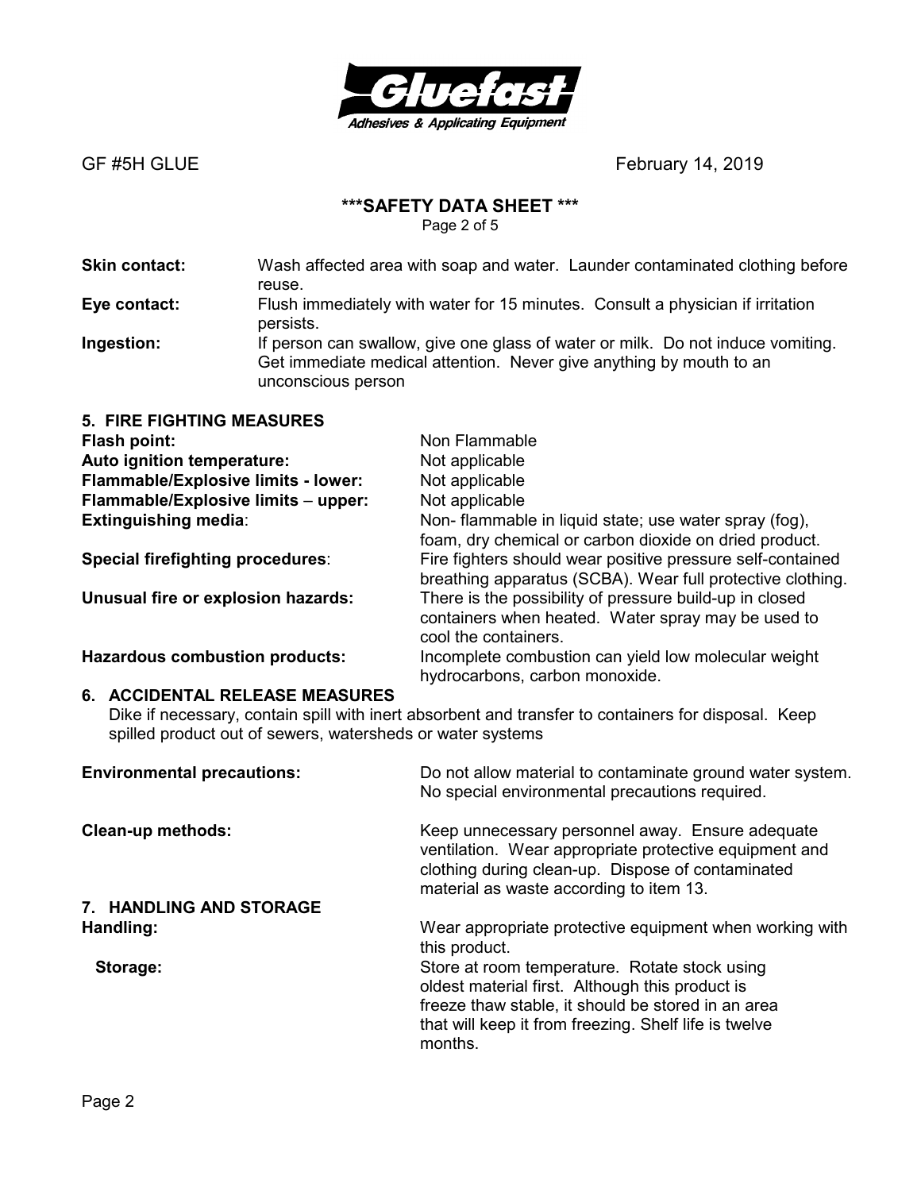GF #5H GLUE February 14, 2019

**\*\*\*SAFETY DATA SHEET \*\*\***

**Skin contact:** Wash affected area with soap and water. Launder contaminated clothing before reuse.

**Eye contact:** Flush immediately with water for 15 minutes. Consult a physician if irritation persists.

**Ingestion:** If person can swallow, give one glass of water or milk. Do not induce vomiting. Get immediate medical attention. Never give anything by mouth to an unconscious person

## 5. FIRE FIGHTING MEASURES

**Flash point:** Non Flammable

**Auto ignition temperature:** Not applicable

**Flammable/Explosive limits - lower:** Not applicable

**Flammable/Explosive limits – upper:** Not applicable

**Extinguishing media**: Non- flammable in liquid state; use water spray (fog), foam, dry chemical or carbon dioxide on dried product.

**Special firefighting procedures**: Fire fighters should wear positive pressure self-contained breathing apparatus (SCBA). Wear full protective clothing.

**Unusual fire or explosion hazards:** There is the possibility of pressure build-up in closed containers when heated. Water spray may be used to cool the containers.

**Hazardous combustion products:** Incomplete combustion can yield low molecular weight hydrocarbons, carbon monoxide.

## 6. ACCIDENTAL RELEASE MEASURES

Dike if necessary, contain spill with inert absorbent and transfer to containers for disposal. Keep spilled product out of sewers, watersheds or water systems

**Environmental precautions:** Do not allow material to contaminate ground water system. No special environmental precautions required.

**Clean-up methods:** Keep unnecessary personnel away. Ensure adequate ventilation. Wear appropriate protective equipment and clothing during clean-up. Dispose of contaminated material as waste according to item 13.

## 7. HANDLING AND STORAGE

**Handling:** Wear appropriate protective equipment when working with this product.

**Storage:** Store at room temperature. Rotate stock using oldest material first. Although this product is freeze thaw stable, it should be stored in an area that will keep it from freezing. Shelf life is twelve months.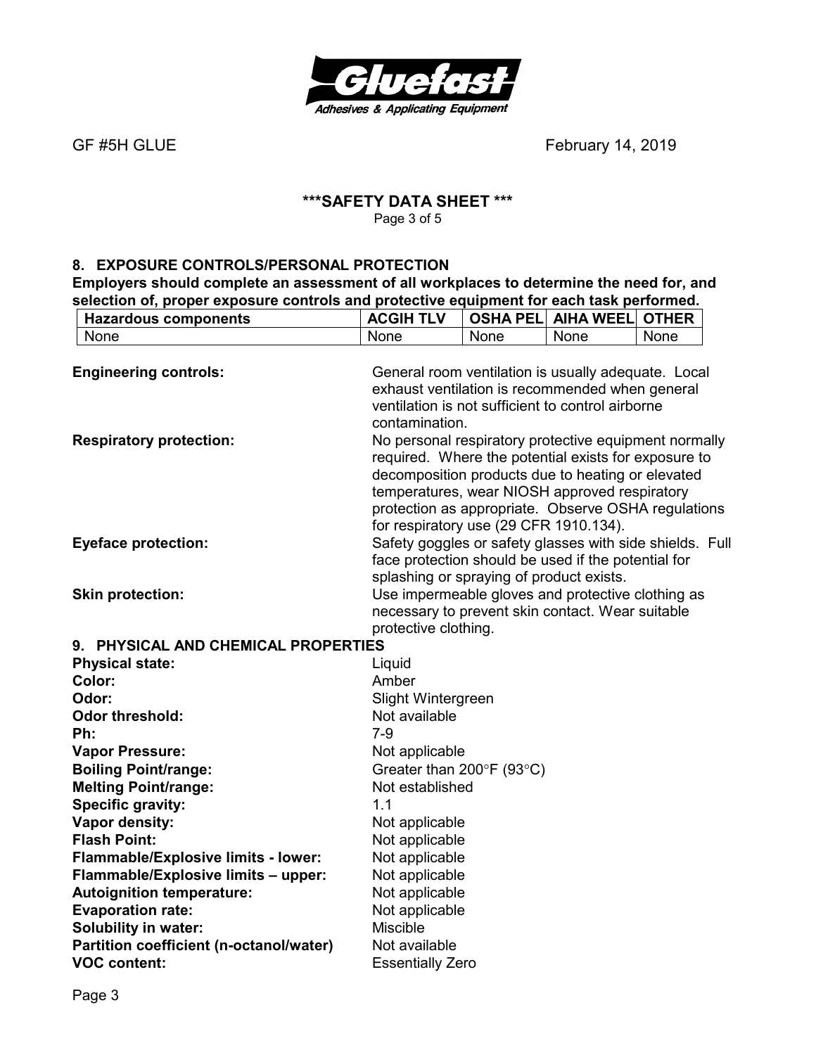## 8. EXPOSURE CONTROLS/PERSONAL PROTECTION

**Employers should complete an assessment of all workplaces to determine the need for, and selection of, proper exposure controls and protective equipment for each task performed.**

| Hazardous components | ACGIH TLV | OSHA PEL | AIHA WEEL | OTHER |
|---|---|---|---|---|
| None | None | None | None | None |

**Engineering controls:** General room ventilation is usually adequate. Local exhaust ventilation is recommended when general ventilation is not sufficient to control airborne contamination.

**Respiratory protection:** No personal respiratory protective equipment normally required. Where the potential exists for exposure to decomposition products due to heating or elevated temperatures, wear NIOSH approved respiratory protection as appropriate. Observe OSHA regulations for respiratory use (29 CFR 1910.134).

**Eyeface protection:** Safety goggles or safety glasses with side shields. Full face protection should be used if the potential for splashing or spraying of product exists.

**Skin protection:** Use impermeable gloves and protective clothing as necessary to prevent skin contact. Wear suitable protective clothing.

## 9. PHYSICAL AND CHEMICAL PROPERTIES

**Physical state:** Liquid
**Color:** Amber
**Odor:** Slight Wintergreen
**Odor threshold:** Not available
**Ph:** 7-9
**Vapor Pressure:** Not applicable
**Boiling Point/range:** Greater than 200°F (93°C)
**Melting Point/range:** Not established
**Specific gravity:** 1.1
**Vapor density:** Not applicable
**Flash Point:** Not applicable
**Flammable/Explosive limits - lower:** Not applicable
**Flammable/Explosive limits – upper:** Not applicable
**Autoignition temperature:** Not applicable
**Evaporation rate:** Not applicable
**Solubility in water:** Miscible
**Partition coefficient (n-octanol/water)** Not available
**VOC content:** Essentially Zero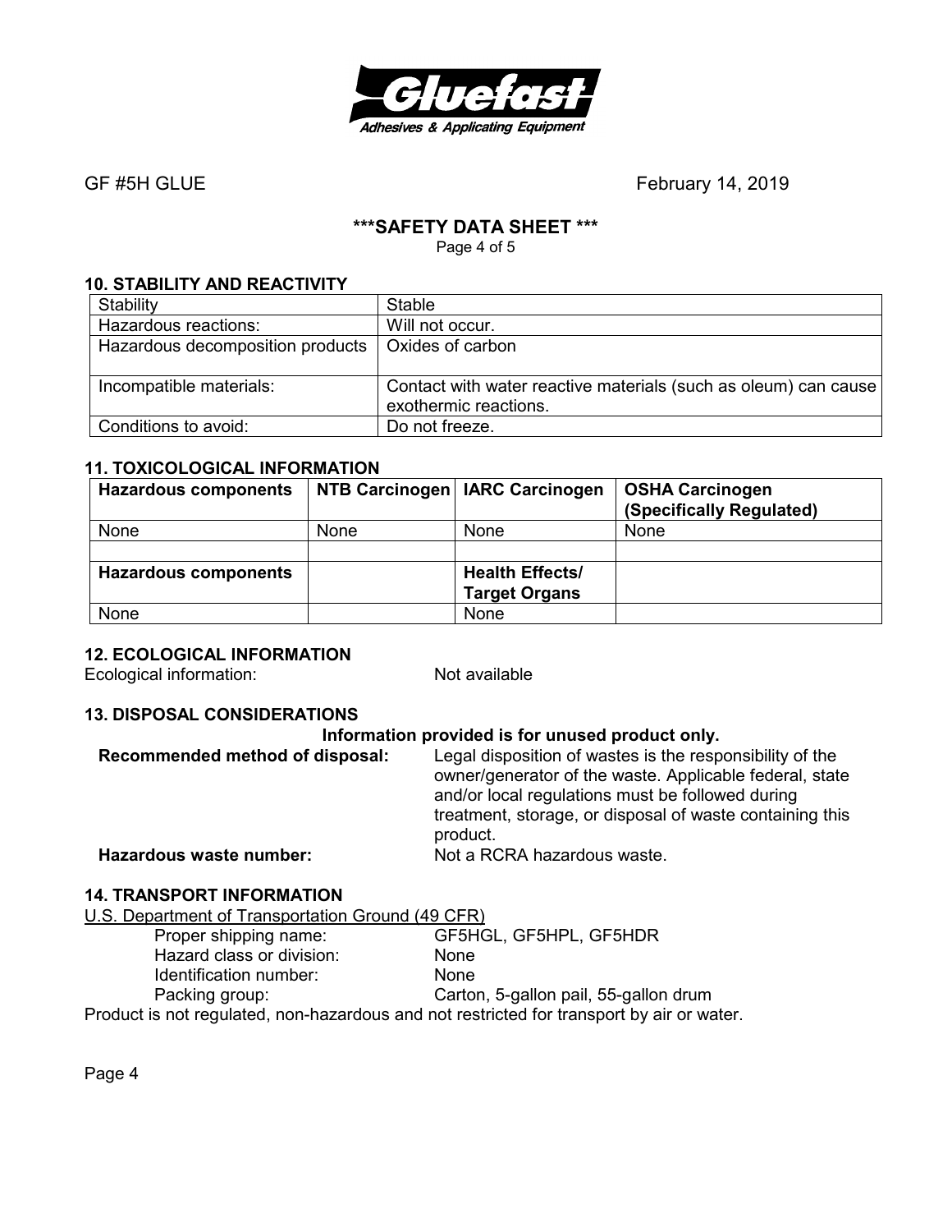GF #5H GLUE February 14, 2019

**\*\*\*SAFETY DATA SHEET \*\*\***

## 10. STABILITY AND REACTIVITY

| Stability | Stable |
|---|---|
| Hazardous reactions: | Will not occur. |
| Hazardous decomposition products | Oxides of carbon |
| Incompatible materials: | Contact with water reactive materials (such as oleum) can cause exothermic reactions. |
| Conditions to avoid: | Do not freeze. |

## 11. TOXICOLOGICAL INFORMATION

| Hazardous components | NTB Carcinogen | IARC Carcinogen | OSHA Carcinogen (Specifically Regulated) |
|---|---|---|---|
| None | None | None | None |
| | | | |
| **Hazardous components** | | **Health Effects/ Target Organs** | |
| None | | None | |

## 12. ECOLOGICAL INFORMATION

Ecological information: Not available

## 13. DISPOSAL CONSIDERATIONS

**Information provided is for unused product only.**

**Recommended method of disposal:** Legal disposition of wastes is the responsibility of the owner/generator of the waste. Applicable federal, state and/or local regulations must be followed during treatment, storage, or disposal of waste containing this product.

**Hazardous waste number:** Not a RCRA hazardous waste.

## 14. TRANSPORT INFORMATION

U.S. Department of Transportation Ground (49 CFR)

- Proper shipping name: GF5HGL, GF5HPL, GF5HDR
- Hazard class or division: None
- Identification number: None
- Packing group: Carton, 5-gallon pail, 55-gallon drum

Product is not regulated, non-hazardous and not restricted for transport by air or water.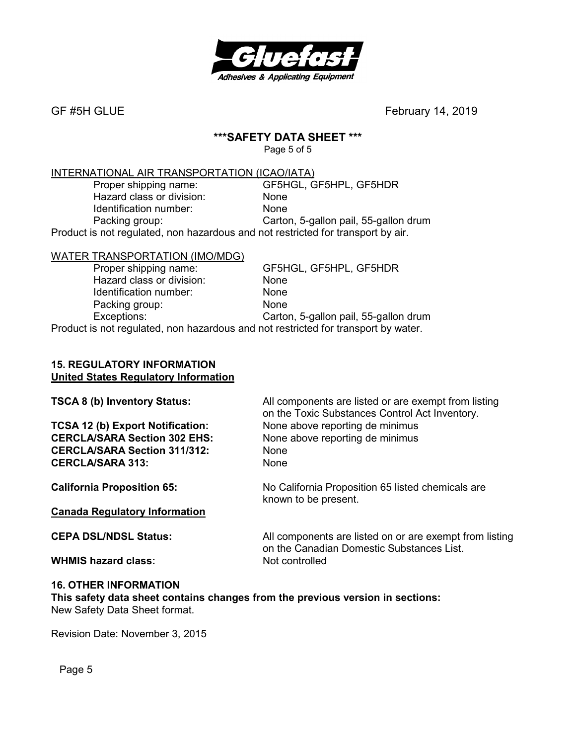INTERNATIONAL AIR TRANSPORTATION (ICAO/IATA)

| | |
|---|---|
| Proper shipping name: | GF5HGL, GF5HPL, GF5HDR |
| Hazard class or division: | None |
| Identification number: | None |
| Packing group: | Carton, 5-gallon pail, 55-gallon drum |

Product is not regulated, non hazardous and not restricted for transport by air.

WATER TRANSPORTATION (IMO/MDG)

| | |
|---|---|
| Proper shipping name: | GF5HGL, GF5HPL, GF5HDR |
| Hazard class or division: | None |
| Identification number: | None |
| Packing group: | None |
| Exceptions: | Carton, 5-gallon pail, 55-gallon drum |

Product is not regulated, non hazardous and not restricted for transport by water.

## 15. REGULATORY INFORMATION

### United States Regulatory Information

**TSCA 8 (b) Inventory Status:** All components are listed or are exempt from listing on the Toxic Substances Control Act Inventory.

**TCSA 12 (b) Export Notification:** None above reporting de minimus

**CERCLA/SARA Section 302 EHS:** None above reporting de minimus

**CERCLA/SARA Section 311/312:** None

**CERCLA/SARA 313:** None

**California Proposition 65:** No California Proposition 65 listed chemicals are known to be present.

### Canada Regulatory Information

**CEPA DSL/NDSL Status:** All components are listed on or are exempt from listing on the Canadian Domestic Substances List.

**WHMIS hazard class:** Not controlled

## 16. OTHER INFORMATION

**This safety data sheet contains changes from the previous version in sections:**
New Safety Data Sheet format.

Revision Date: November 3, 2015